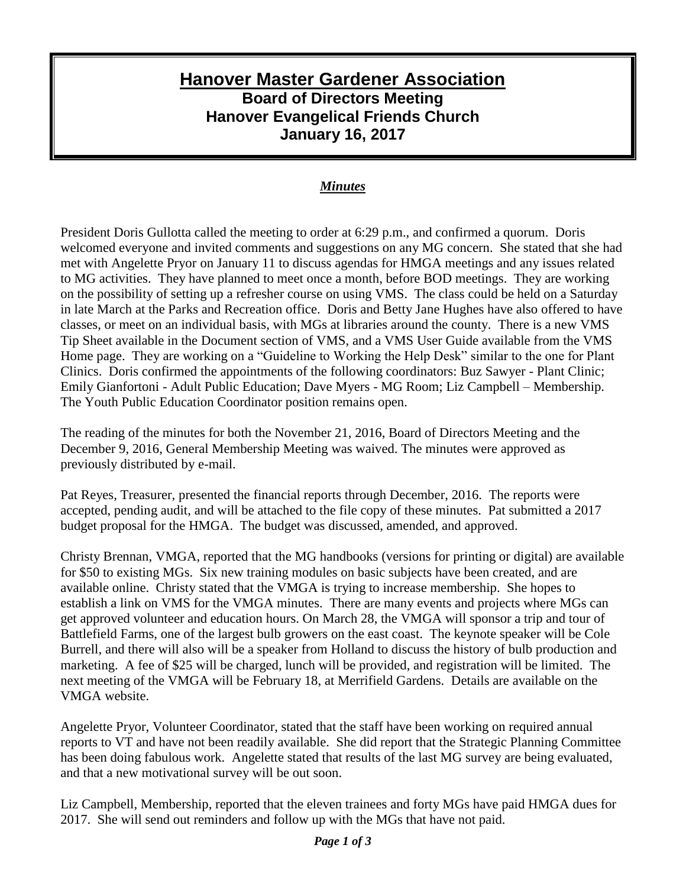# Hanover Master Gardener Association

## Board of Directors Meeting
## Hanover Evangelical Friends Church
## January 16, 2017

***Minutes***

President Doris Gullotta called the meeting to order at 6:29 p.m., and confirmed a quorum. Doris welcomed everyone and invited comments and suggestions on any MG concern. She stated that she had met with Angelette Pryor on January 11 to discuss agendas for HMGA meetings and any issues related to MG activities. They have planned to meet once a month, before BOD meetings. They are working on the possibility of setting up a refresher course on using VMS. The class could be held on a Saturday in late March at the Parks and Recreation office. Doris and Betty Jane Hughes have also offered to have classes, or meet on an individual basis, with MGs at libraries around the county. There is a new VMS Tip Sheet available in the Document section of VMS, and a VMS User Guide available from the VMS Home page. They are working on a "Guideline to Working the Help Desk" similar to the one for Plant Clinics. Doris confirmed the appointments of the following coordinators: Buz Sawyer - Plant Clinic; Emily Gianfortoni - Adult Public Education; Dave Myers - MG Room; Liz Campbell – Membership. The Youth Public Education Coordinator position remains open.

The reading of the minutes for both the November 21, 2016, Board of Directors Meeting and the December 9, 2016, General Membership Meeting was waived. The minutes were approved as previously distributed by e-mail.

Pat Reyes, Treasurer, presented the financial reports through December, 2016. The reports were accepted, pending audit, and will be attached to the file copy of these minutes. Pat submitted a 2017 budget proposal for the HMGA. The budget was discussed, amended, and approved.

Christy Brennan, VMGA, reported that the MG handbooks (versions for printing or digital) are available for $50 to existing MGs. Six new training modules on basic subjects have been created, and are available online. Christy stated that the VMGA is trying to increase membership. She hopes to establish a link on VMS for the VMGA minutes. There are many events and projects where MGs can get approved volunteer and education hours. On March 28, the VMGA will sponsor a trip and tour of Battlefield Farms, one of the largest bulb growers on the east coast. The keynote speaker will be Cole Burrell, and there will also will be a speaker from Holland to discuss the history of bulb production and marketing. A fee of $25 will be charged, lunch will be provided, and registration will be limited. The next meeting of the VMGA will be February 18, at Merrifield Gardens. Details are available on the VMGA website.

Angelette Pryor, Volunteer Coordinator, stated that the staff have been working on required annual reports to VT and have not been readily available. She did report that the Strategic Planning Committee has been doing fabulous work. Angelette stated that results of the last MG survey are being evaluated, and that a new motivational survey will be out soon.

Liz Campbell, Membership, reported that the eleven trainees and forty MGs have paid HMGA dues for 2017. She will send out reminders and follow up with the MGs that have not paid.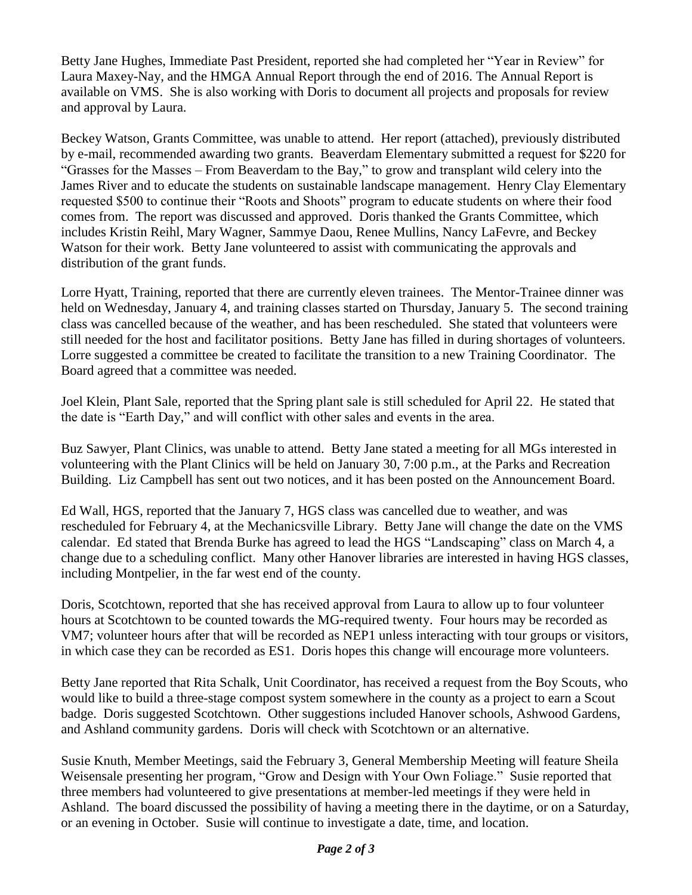Betty Jane Hughes, Immediate Past President, reported she had completed her "Year in Review" for Laura Maxey-Nay, and the HMGA Annual Report through the end of 2016. The Annual Report is available on VMS. She is also working with Doris to document all projects and proposals for review and approval by Laura.

Beckey Watson, Grants Committee, was unable to attend. Her report (attached), previously distributed by e-mail, recommended awarding two grants. Beaverdam Elementary submitted a request for $220 for "Grasses for the Masses – From Beaverdam to the Bay," to grow and transplant wild celery into the James River and to educate the students on sustainable landscape management. Henry Clay Elementary requested $500 to continue their "Roots and Shoots" program to educate students on where their food comes from. The report was discussed and approved. Doris thanked the Grants Committee, which includes Kristin Reihl, Mary Wagner, Sammye Daou, Renee Mullins, Nancy LaFevre, and Beckey Watson for their work. Betty Jane volunteered to assist with communicating the approvals and distribution of the grant funds.

Lorre Hyatt, Training, reported that there are currently eleven trainees. The Mentor-Trainee dinner was held on Wednesday, January 4, and training classes started on Thursday, January 5. The second training class was cancelled because of the weather, and has been rescheduled. She stated that volunteers were still needed for the host and facilitator positions. Betty Jane has filled in during shortages of volunteers. Lorre suggested a committee be created to facilitate the transition to a new Training Coordinator. The Board agreed that a committee was needed.

Joel Klein, Plant Sale, reported that the Spring plant sale is still scheduled for April 22. He stated that the date is "Earth Day," and will conflict with other sales and events in the area.

Buz Sawyer, Plant Clinics, was unable to attend. Betty Jane stated a meeting for all MGs interested in volunteering with the Plant Clinics will be held on January 30, 7:00 p.m., at the Parks and Recreation Building. Liz Campbell has sent out two notices, and it has been posted on the Announcement Board.

Ed Wall, HGS, reported that the January 7, HGS class was cancelled due to weather, and was rescheduled for February 4, at the Mechanicsville Library. Betty Jane will change the date on the VMS calendar. Ed stated that Brenda Burke has agreed to lead the HGS "Landscaping" class on March 4, a change due to a scheduling conflict. Many other Hanover libraries are interested in having HGS classes, including Montpelier, in the far west end of the county.

Doris, Scotchtown, reported that she has received approval from Laura to allow up to four volunteer hours at Scotchtown to be counted towards the MG-required twenty. Four hours may be recorded as VM7; volunteer hours after that will be recorded as NEP1 unless interacting with tour groups or visitors, in which case they can be recorded as ES1. Doris hopes this change will encourage more volunteers.

Betty Jane reported that Rita Schalk, Unit Coordinator, has received a request from the Boy Scouts, who would like to build a three-stage compost system somewhere in the county as a project to earn a Scout badge. Doris suggested Scotchtown. Other suggestions included Hanover schools, Ashwood Gardens, and Ashland community gardens. Doris will check with Scotchtown or an alternative.

Susie Knuth, Member Meetings, said the February 3, General Membership Meeting will feature Sheila Weisensale presenting her program, "Grow and Design with Your Own Foliage." Susie reported that three members had volunteered to give presentations at member-led meetings if they were held in Ashland. The board discussed the possibility of having a meeting there in the daytime, or on a Saturday, or an evening in October. Susie will continue to investigate a date, time, and location.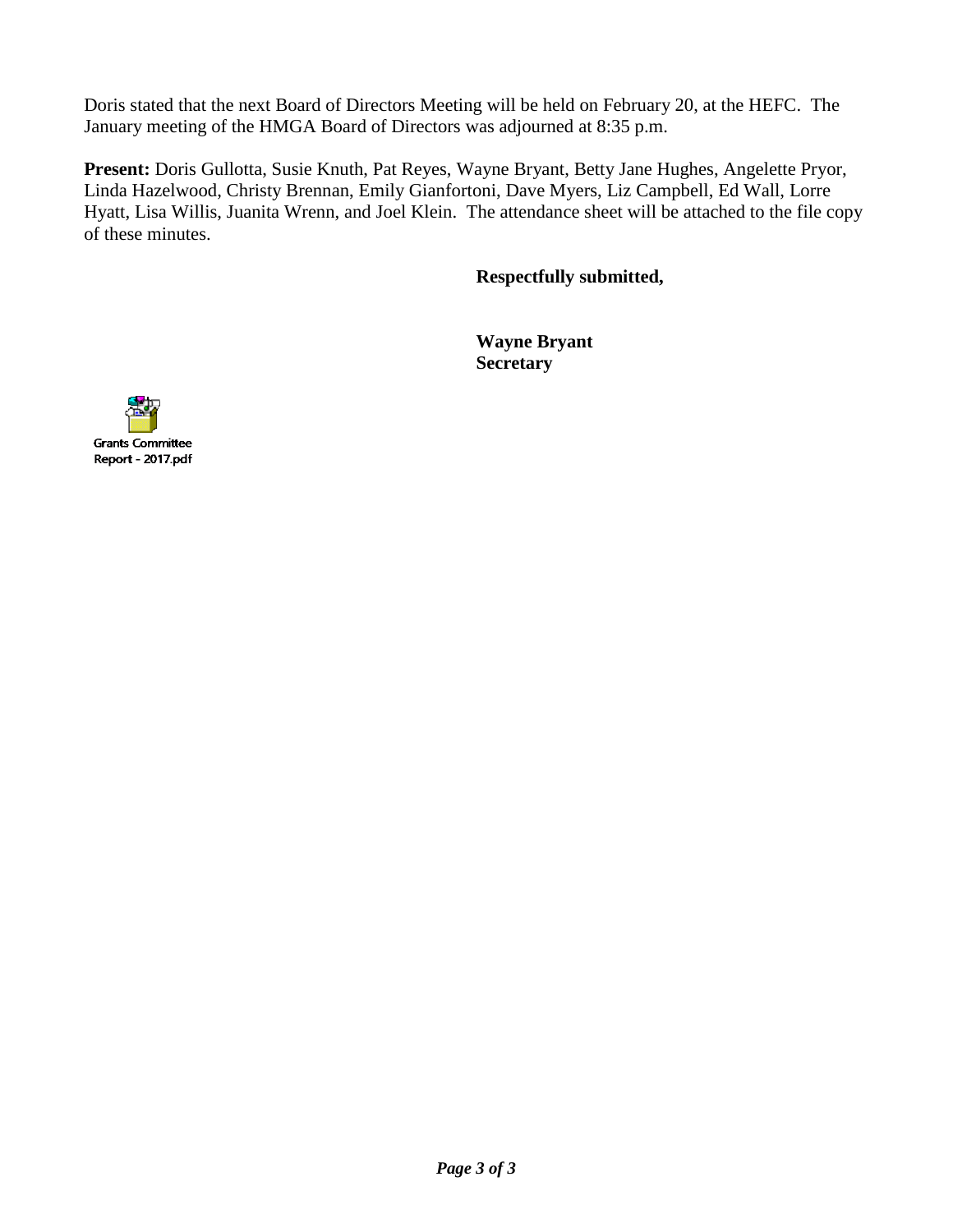Doris stated that the next Board of Directors Meeting will be held on February 20, at the HEFC. The January meeting of the HMGA Board of Directors was adjourned at 8:35 p.m.

**Present:** Doris Gullotta, Susie Knuth, Pat Reyes, Wayne Bryant, Betty Jane Hughes, Angelette Pryor, Linda Hazelwood, Christy Brennan, Emily Gianfortoni, Dave Myers, Liz Campbell, Ed Wall, Lorre Hyatt, Lisa Willis, Juanita Wrenn, and Joel Klein. The attendance sheet will be attached to the file copy of these minutes.

**Respectfully submitted,**

**Wayne Bryant**
**Secretary**

Grants Committee Report - 2017.pdf